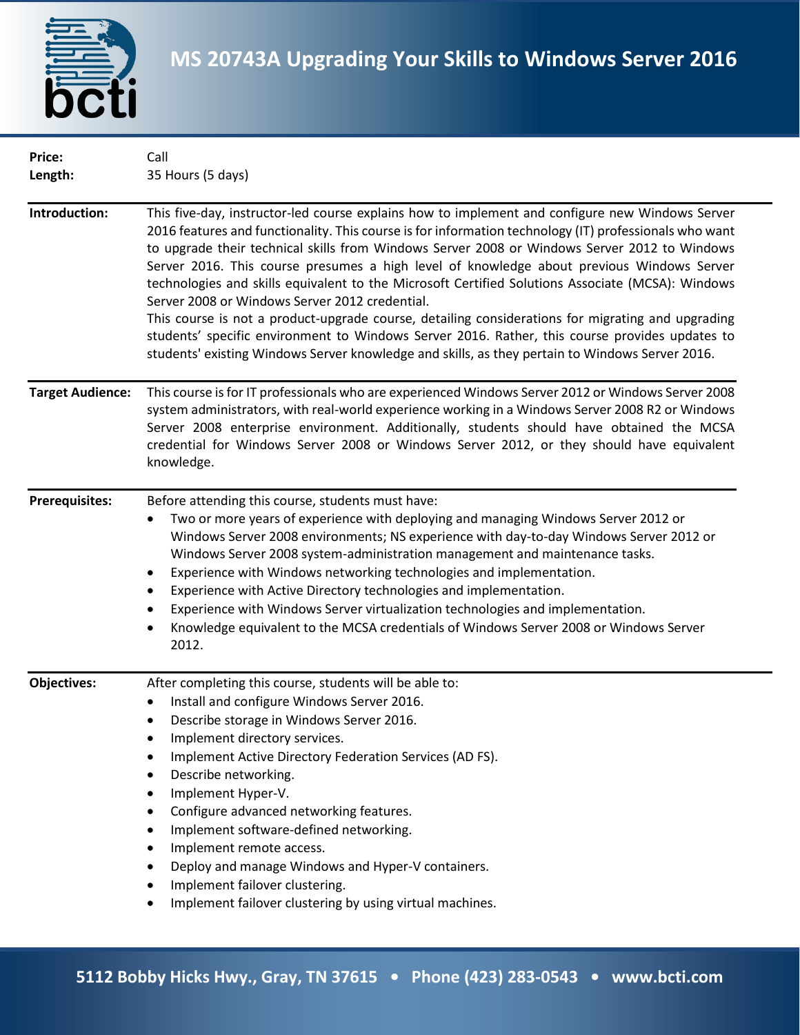# MS 20743A Upgrading Your Skills to Windows Server 2016

**Price:** Call
**Length:** 35 Hours (5 days)

**Introduction:**

This five-day, instructor-led course explains how to implement and configure new Windows Server 2016 features and functionality. This course is for information technology (IT) professionals who want to upgrade their technical skills from Windows Server 2008 or Windows Server 2012 to Windows Server 2016. This course presumes a high level of knowledge about previous Windows Server technologies and skills equivalent to the Microsoft Certified Solutions Associate (MCSA): Windows Server 2008 or Windows Server 2012 credential.

This course is not a product-upgrade course, detailing considerations for migrating and upgrading students' specific environment to Windows Server 2016. Rather, this course provides updates to students' existing Windows Server knowledge and skills, as they pertain to Windows Server 2016.

**Target Audience:**

This course is for IT professionals who are experienced Windows Server 2012 or Windows Server 2008 system administrators, with real-world experience working in a Windows Server 2008 R2 or Windows Server 2008 enterprise environment. Additionally, students should have obtained the MCSA credential for Windows Server 2008 or Windows Server 2012, or they should have equivalent knowledge.

**Prerequisites:**

Before attending this course, students must have:

- Two or more years of experience with deploying and managing Windows Server 2012 or Windows Server 2008 environments; NS experience with day-to-day Windows Server 2012 or Windows Server 2008 system-administration management and maintenance tasks.
- Experience with Windows networking technologies and implementation.
- Experience with Active Directory technologies and implementation.
- Experience with Windows Server virtualization technologies and implementation.
- Knowledge equivalent to the MCSA credentials of Windows Server 2008 or Windows Server 2012.

**Objectives:**

After completing this course, students will be able to:

- Install and configure Windows Server 2016.
- Describe storage in Windows Server 2016.
- Implement directory services.
- Implement Active Directory Federation Services (AD FS).
- Describe networking.
- Implement Hyper-V.
- Configure advanced networking features.
- Implement software-defined networking.
- Implement remote access.
- Deploy and manage Windows and Hyper-V containers.
- Implement failover clustering.
- Implement failover clustering by using virtual machines.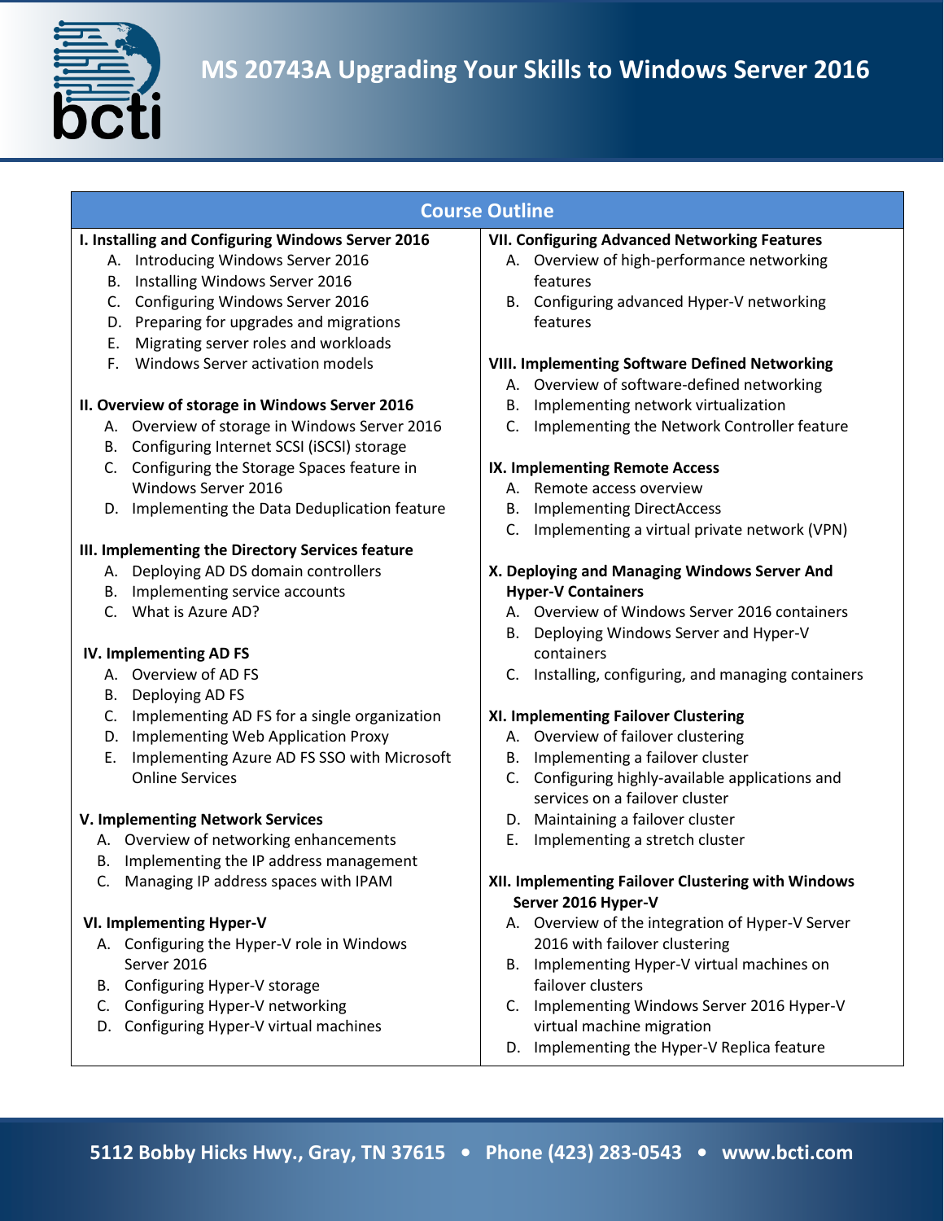# MS 20743A Upgrading Your Skills to Windows Server 2016

## Course Outline

**I. Installing and Configuring Windows Server 2016**

A. Introducing Windows Server 2016
B. Installing Windows Server 2016
C. Configuring Windows Server 2016
D. Preparing for upgrades and migrations
E. Migrating server roles and workloads
F. Windows Server activation models

**II. Overview of storage in Windows Server 2016**

A. Overview of storage in Windows Server 2016
B. Configuring Internet SCSI (iSCSI) storage
C. Configuring the Storage Spaces feature in Windows Server 2016
D. Implementing the Data Deduplication feature

**III. Implementing the Directory Services feature**

A. Deploying AD DS domain controllers
B. Implementing service accounts
C. What is Azure AD?

**IV. Implementing AD FS**

A. Overview of AD FS
B. Deploying AD FS
C. Implementing AD FS for a single organization
D. Implementing Web Application Proxy
E. Implementing Azure AD FS SSO with Microsoft Online Services

**V. Implementing Network Services**

A. Overview of networking enhancements
B. Implementing the IP address management
C. Managing IP address spaces with IPAM

**VI. Implementing Hyper-V**

A. Configuring the Hyper-V role in Windows Server 2016
B. Configuring Hyper-V storage
C. Configuring Hyper-V networking
D. Configuring Hyper-V virtual machines

**VII. Configuring Advanced Networking Features**

A. Overview of high-performance networking features
B. Configuring advanced Hyper-V networking features

**VIII. Implementing Software Defined Networking**

A. Overview of software-defined networking
B. Implementing network virtualization
C. Implementing the Network Controller feature

**IX. Implementing Remote Access**

A. Remote access overview
B. Implementing DirectAccess
C. Implementing a virtual private network (VPN)

**X. Deploying and Managing Windows Server And Hyper-V Containers**

A. Overview of Windows Server 2016 containers
B. Deploying Windows Server and Hyper-V containers
C. Installing, configuring, and managing containers

**XI. Implementing Failover Clustering**

A. Overview of failover clustering
B. Implementing a failover cluster
C. Configuring highly-available applications and services on a failover cluster
D. Maintaining a failover cluster
E. Implementing a stretch cluster

**XII. Implementing Failover Clustering with Windows Server 2016 Hyper-V**

A. Overview of the integration of Hyper-V Server 2016 with failover clustering
B. Implementing Hyper-V virtual machines on failover clusters
C. Implementing Windows Server 2016 Hyper-V virtual machine migration
D. Implementing the Hyper-V Replica feature

**5112 Bobby Hicks Hwy., Gray, TN 37615 • Phone (423) 283-0543 • www.bcti.com**